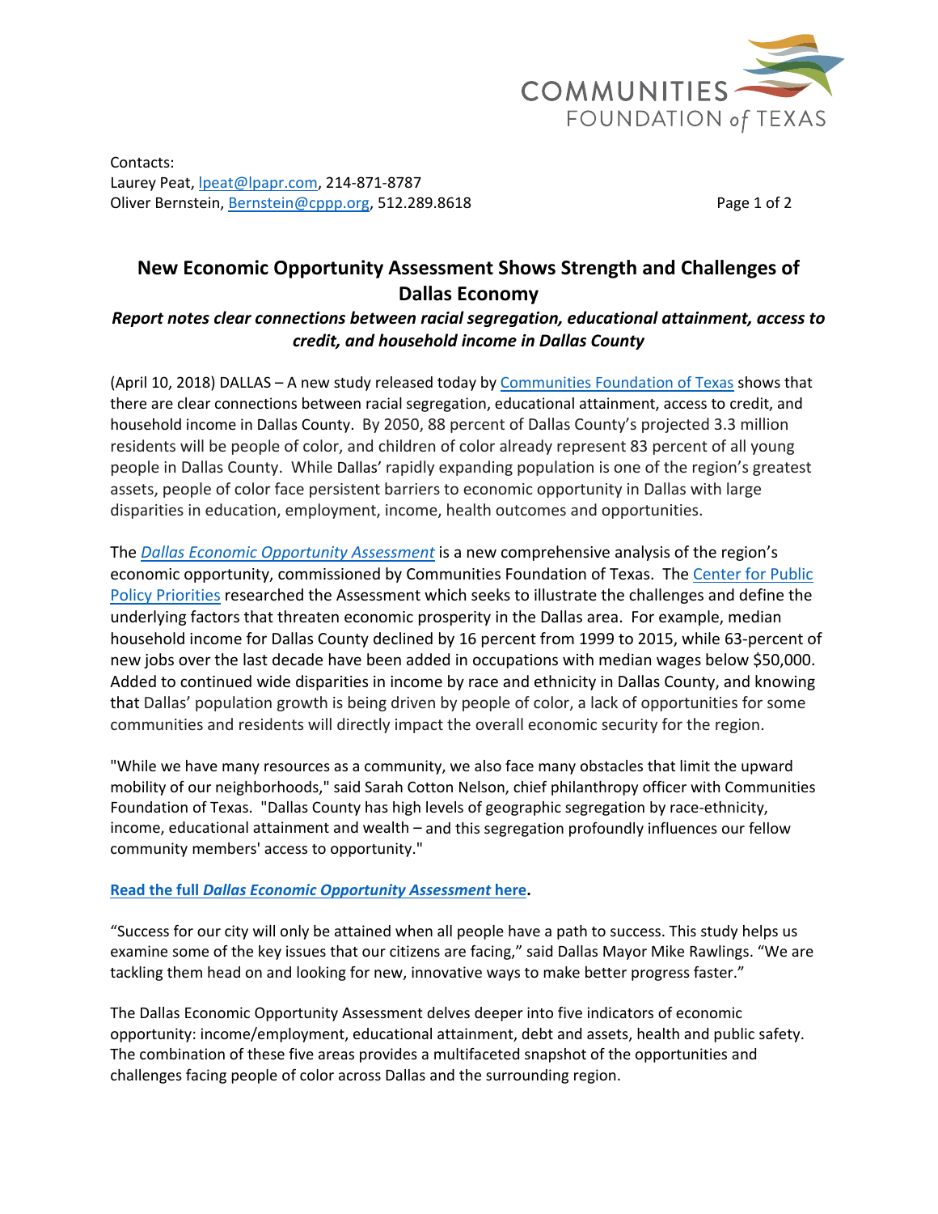Contacts:
Laurey Peat, lpeat@lpapr.com, 214-871-8787
Oliver Bernstein, Bernstein@cppp.org, 512.289.8618

# New Economic Opportunity Assessment Shows Strength and Challenges of Dallas Economy

***Report notes clear connections between racial segregation, educational attainment, access to credit, and household income in Dallas County***

(April 10, 2018) DALLAS – A new study released today by Communities Foundation of Texas shows that there are clear connections between racial segregation, educational attainment, access to credit, and household income in Dallas County. By 2050, 88 percent of Dallas County's projected 3.3 million residents will be people of color, and children of color already represent 83 percent of all young people in Dallas County. While Dallas' rapidly expanding population is one of the region's greatest assets, people of color face persistent barriers to economic opportunity in Dallas with large disparities in education, employment, income, health outcomes and opportunities.

The *Dallas Economic Opportunity Assessment* is a new comprehensive analysis of the region's economic opportunity, commissioned by Communities Foundation of Texas. The Center for Public Policy Priorities researched the Assessment which seeks to illustrate the challenges and define the underlying factors that threaten economic prosperity in the Dallas area. For example, median household income for Dallas County declined by 16 percent from 1999 to 2015, while 63-percent of new jobs over the last decade have been added in occupations with median wages below $50,000. Added to continued wide disparities in income by race and ethnicity in Dallas County, and knowing that Dallas' population growth is being driven by people of color, a lack of opportunities for some communities and residents will directly impact the overall economic security for the region.

"While we have many resources as a community, we also face many obstacles that limit the upward mobility of our neighborhoods," said Sarah Cotton Nelson, chief philanthropy officer with Communities Foundation of Texas. "Dallas County has high levels of geographic segregation by race-ethnicity, income, educational attainment and wealth – and this segregation profoundly influences our fellow community members' access to opportunity."

**Read the full *Dallas Economic Opportunity Assessment* here.**

"Success for our city will only be attained when all people have a path to success. This study helps us examine some of the key issues that our citizens are facing," said Dallas Mayor Mike Rawlings. "We are tackling them head on and looking for new, innovative ways to make better progress faster."

The Dallas Economic Opportunity Assessment delves deeper into five indicators of economic opportunity: income/employment, educational attainment, debt and assets, health and public safety. The combination of these five areas provides a multifaceted snapshot of the opportunities and challenges facing people of color across Dallas and the surrounding region.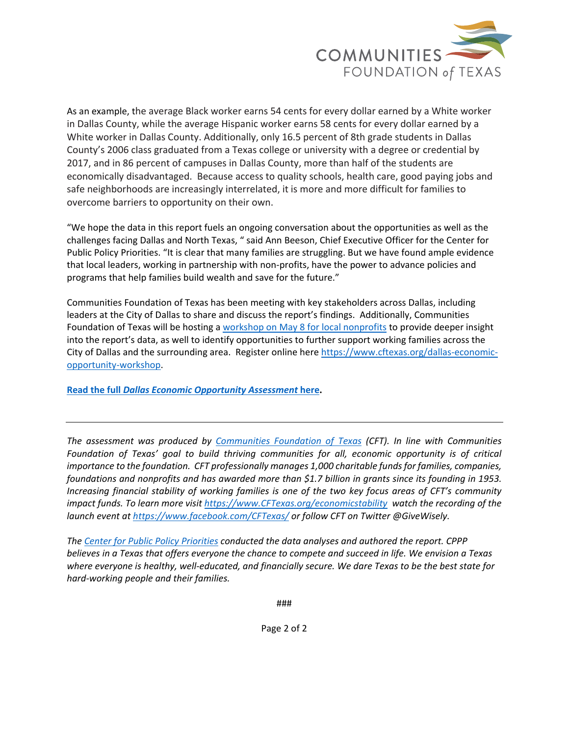As an example, the average Black worker earns 54 cents for every dollar earned by a White worker in Dallas County, while the average Hispanic worker earns 58 cents for every dollar earned by a White worker in Dallas County. Additionally, only 16.5 percent of 8th grade students in Dallas County's 2006 class graduated from a Texas college or university with a degree or credential by 2017, and in 86 percent of campuses in Dallas County, more than half of the students are economically disadvantaged. Because access to quality schools, health care, good paying jobs and safe neighborhoods are increasingly interrelated, it is more and more difficult for families to overcome barriers to opportunity on their own.

"We hope the data in this report fuels an ongoing conversation about the opportunities as well as the challenges facing Dallas and North Texas, " said Ann Beeson, Chief Executive Officer for the Center for Public Policy Priorities. "It is clear that many families are struggling. But we have found ample evidence that local leaders, working in partnership with non-profits, have the power to advance policies and programs that help families build wealth and save for the future."

Communities Foundation of Texas has been meeting with key stakeholders across Dallas, including leaders at the City of Dallas to share and discuss the report's findings. Additionally, Communities Foundation of Texas will be hosting a [workshop on May 8 for local nonprofits](https://www.cftexas.org/dallas-economic-opportunity-workshop) to provide deeper insight into the report's data, as well to identify opportunities to further support working families across the City of Dallas and the surrounding area. Register online here [https://www.cftexas.org/dallas-economic-opportunity-workshop](https://www.cftexas.org/dallas-economic-opportunity-workshop).

**Read the full *Dallas Economic Opportunity Assessment* here.**

---

*The assessment was produced by Communities Foundation of Texas (CFT). In line with Communities Foundation of Texas' goal to build thriving communities for all, economic opportunity is of critical importance to the foundation. CFT professionally manages 1,000 charitable funds for families, companies, foundations and nonprofits and has awarded more than $1.7 billion in grants since its founding in 1953. Increasing financial stability of working families is one of the two key focus areas of CFT's community impact funds. To learn more visit https://www.CFTexas.org/economicstability watch the recording of the launch event at https://www.facebook.com/CFTexas/ or follow CFT on Twitter @GiveWisely.*

*The Center for Public Policy Priorities conducted the data analyses and authored the report. CPPP believes in a Texas that offers everyone the chance to compete and succeed in life. We envision a Texas where everyone is healthy, well-educated, and financially secure. We dare Texas to be the best state for hard-working people and their families.*

###